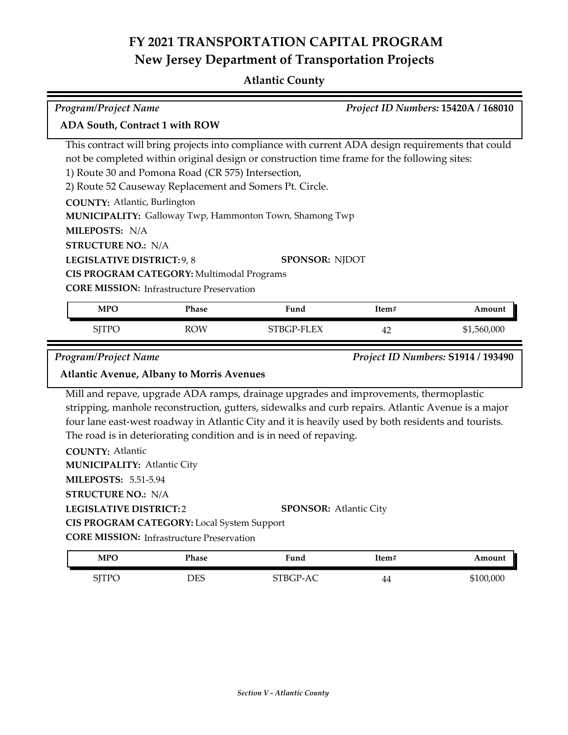# FY 2021 TRANSPORTATION CAPITAL PROGRAM
## New Jersey Department of Transportation Projects

### Atlantic County

*Program/Project Name* — *Project ID Numbers:* **15420A / 168010**

**ADA South, Contract 1 with ROW**

This contract will bring projects into compliance with current ADA design requirements that could not be completed within original design or construction time frame for the following sites:
1) Route 30 and Pomona Road (CR 575) Intersection,
2) Route 52 Causeway Replacement and Somers Pt. Circle.

**COUNTY:** Atlantic, Burlington
**MUNICIPALITY:** Galloway Twp, Hammonton Town, Shamong Twp
**MILEPOSTS:** N/A
**STRUCTURE NO.:** N/A
**LEGISLATIVE DISTRICT:** 9, 8 **SPONSOR:** NJDOT
**CIS PROGRAM CATEGORY:** Multimodal Programs
**CORE MISSION:** Infrastructure Preservation

| MPO | Phase | Fund | Item# | Amount |
|---|---|---|---|---|
| SJTPO | ROW | STBGP-FLEX | 42 | $1,560,000 |

*Program/Project Name* — *Project ID Numbers:* **S1914 / 193490**

**Atlantic Avenue, Albany to Morris Avenues**

Mill and repave, upgrade ADA ramps, drainage upgrades and improvements, thermoplastic stripping, manhole reconstruction, gutters, sidewalks and curb repairs. Atlantic Avenue is a major four lane east-west roadway in Atlantic City and it is heavily used by both residents and tourists. The road is in deteriorating condition and is in need of repaving.

**COUNTY:** Atlantic
**MUNICIPALITY:** Atlantic City
**MILEPOSTS:** 5.51-5.94
**STRUCTURE NO.:** N/A
**LEGISLATIVE DISTRICT:** 2 **SPONSOR:** Atlantic City
**CIS PROGRAM CATEGORY:** Local System Support
**CORE MISSION:** Infrastructure Preservation

| MPO | Phase | Fund | Item# | Amount |
|---|---|---|---|---|
| SJTPO | DES | STBGP-AC | 44 | $100,000 |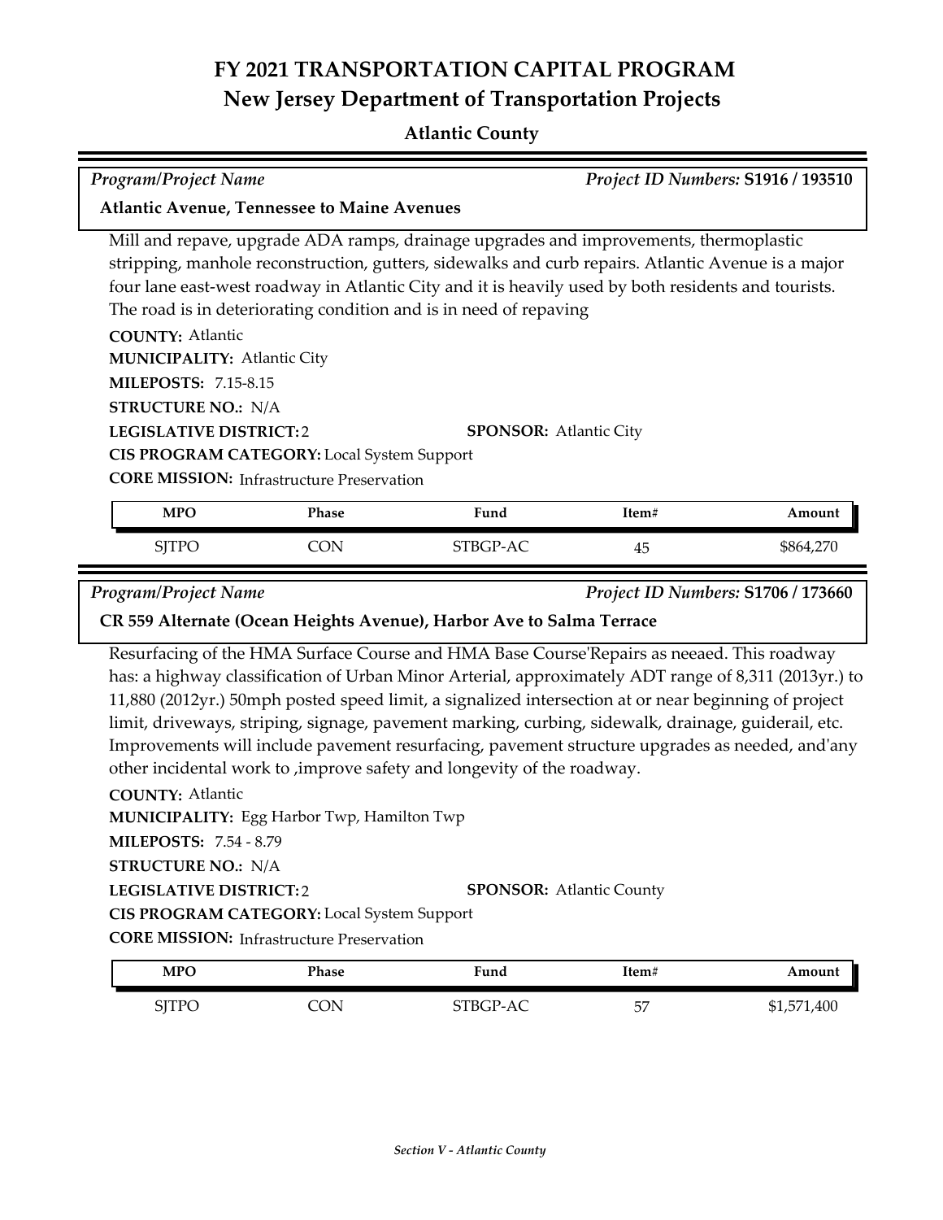# FY 2021 TRANSPORTATION CAPITAL PROGRAM
## New Jersey Department of Transportation Projects

### Atlantic County

*Program/Project Name* *Project ID Numbers:* **S1916 / 193510**

**Atlantic Avenue, Tennessee to Maine Avenues**

Mill and repave, upgrade ADA ramps, drainage upgrades and improvements, thermoplastic stripping, manhole reconstruction, gutters, sidewalks and curb repairs. Atlantic Avenue is a major four lane east-west roadway in Atlantic City and it is heavily used by both residents and tourists. The road is in deteriorating condition and is in need of repaving

**COUNTY:** Atlantic
**MUNICIPALITY:** Atlantic City
**MILEPOSTS:** 7.15-8.15
**STRUCTURE NO.:** N/A
**LEGISLATIVE DISTRICT:** 2 **SPONSOR:** Atlantic City
**CIS PROGRAM CATEGORY:** Local System Support
**CORE MISSION:** Infrastructure Preservation

| MPO | Phase | Fund | Item# | Amount |
|---|---|---|---|---|
| SJTPO | CON | STBGP-AC | 45 | $864,270 |

*Program/Project Name* *Project ID Numbers:* **S1706 / 173660**

**CR 559 Alternate (Ocean Heights Avenue), Harbor Ave to Salma Terrace**

Resurfacing of the HMA Surface Course and HMA Base Course'Repairs as neeaed. This roadway has: a highway classification of Urban Minor Arterial, approximately ADT range of 8,311 (2013yr.) to 11,880 (2012yr.) 50mph posted speed limit, a signalized intersection at or near beginning of project limit, driveways, striping, signage, pavement marking, curbing, sidewalk, drainage, guiderail, etc. Improvements will include pavement resurfacing, pavement structure upgrades as needed, and'any other incidental work to ,improve safety and longevity of the roadway.

**COUNTY:** Atlantic
**MUNICIPALITY:** Egg Harbor Twp, Hamilton Twp
**MILEPOSTS:** 7.54 - 8.79
**STRUCTURE NO.:** N/A
**LEGISLATIVE DISTRICT:** 2 **SPONSOR:** Atlantic County
**CIS PROGRAM CATEGORY:** Local System Support
**CORE MISSION:** Infrastructure Preservation

| MPO | Phase | Fund | Item# | Amount |
|---|---|---|---|---|
| SJTPO | CON | STBGP-AC | 57 | $1,571,400 |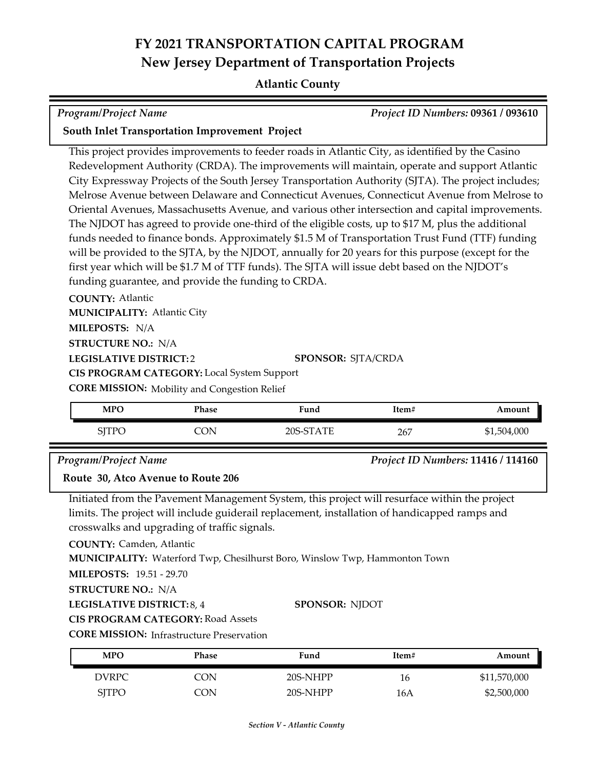# FY 2021 TRANSPORTATION CAPITAL PROGRAM
## New Jersey Department of Transportation Projects

### Atlantic County

*Program/Project Name* | *Project ID Numbers:* **09361 / 093610**

**South Inlet Transportation Improvement Project**

This project provides improvements to feeder roads in Atlantic City, as identified by the Casino Redevelopment Authority (CRDA). The improvements will maintain, operate and support Atlantic City Expressway Projects of the South Jersey Transportation Authority (SJTA). The project includes; Melrose Avenue between Delaware and Connecticut Avenues, Connecticut Avenue from Melrose to Oriental Avenues, Massachusetts Avenue, and various other intersection and capital improvements. The NJDOT has agreed to provide one-third of the eligible costs, up to $17 M, plus the additional funds needed to finance bonds. Approximately $1.5 M of Transportation Trust Fund (TTF) funding will be provided to the SJTA, by the NJDOT, annually for 20 years for this purpose (except for the first year which will be $1.7 M of TTF funds). The SJTA will issue debt based on the NJDOT's funding guarantee, and provide the funding to CRDA.

**COUNTY:** Atlantic
**MUNICIPALITY:** Atlantic City
**MILEPOSTS:** N/A
**STRUCTURE NO.:** N/A
**LEGISLATIVE DISTRICT:** 2
**SPONSOR:** SJTA/CRDA
**CIS PROGRAM CATEGORY:** Local System Support
**CORE MISSION:** Mobility and Congestion Relief

| MPO | Phase | Fund | Item# | Amount |
|---|---|---|---|---|
| SJTPO | CON | 20S-STATE | 267 | $1,504,000 |

*Program/Project Name* | *Project ID Numbers:* **11416 / 114160**

**Route 30, Atco Avenue to Route 206**

Initiated from the Pavement Management System, this project will resurface within the project limits. The project will include guiderail replacement, installation of handicapped ramps and crosswalks and upgrading of traffic signals.

**COUNTY:** Camden, Atlantic
**MUNICIPALITY:** Waterford Twp, Chesilhurst Boro, Winslow Twp, Hammonton Town
**MILEPOSTS:** 19.51 - 29.70
**STRUCTURE NO.:** N/A
**LEGISLATIVE DISTRICT:** 8, 4
**SPONSOR:** NJDOT
**CIS PROGRAM CATEGORY:** Road Assets
**CORE MISSION:** Infrastructure Preservation

| MPO | Phase | Fund | Item# | Amount |
|---|---|---|---|---|
| DVRPC | CON | 20S-NHPP | 16 | $11,570,000 |
| SJTPO | CON | 20S-NHPP | 16A | $2,500,000 |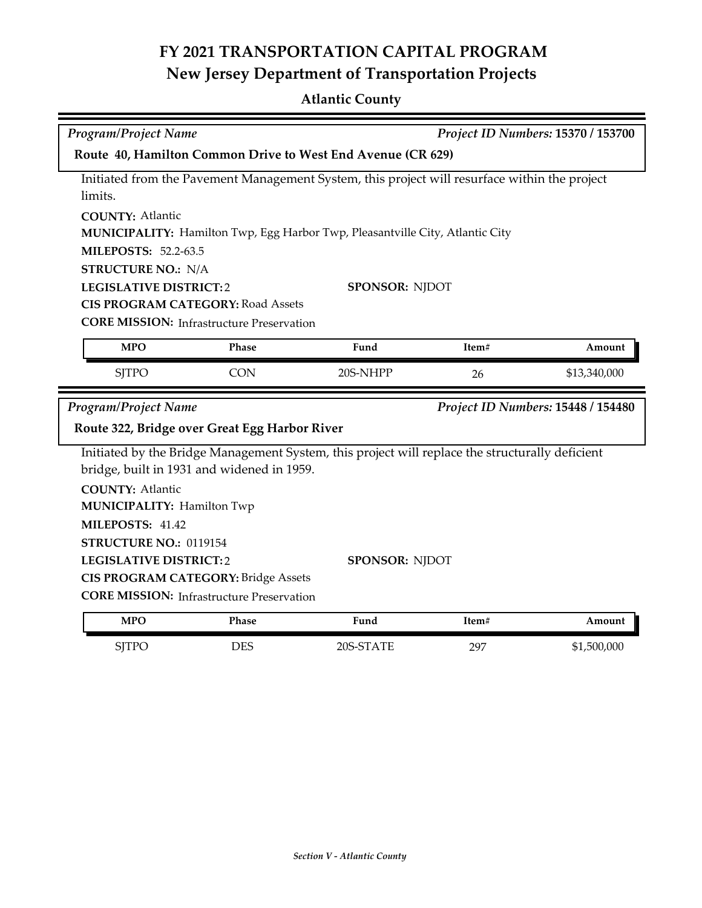# FY 2021 TRANSPORTATION CAPITAL PROGRAM

## New Jersey Department of Transportation Projects

### Atlantic County

*Program/Project Name* — *Project ID Numbers:* **15370 / 153700**

**Route 40, Hamilton Common Drive to West End Avenue (CR 629)**

Initiated from the Pavement Management System, this project will resurface within the project limits.

**COUNTY:** Atlantic
**MUNICIPALITY:** Hamilton Twp, Egg Harbor Twp, Pleasantville City, Atlantic City
**MILEPOSTS:** 52.2-63.5
**STRUCTURE NO.:** N/A
**LEGISLATIVE DISTRICT:** 2
**SPONSOR:** NJDOT
**CIS PROGRAM CATEGORY:** Road Assets
**CORE MISSION:** Infrastructure Preservation

| MPO | Phase | Fund | Item# | Amount |
|---|---|---|---|---|
| SJTPO | CON | 20S-NHPP | 26 | $13,340,000 |

*Program/Project Name* — *Project ID Numbers:* **15448 / 154480**

**Route 322, Bridge over Great Egg Harbor River**

Initiated by the Bridge Management System, this project will replace the structurally deficient bridge, built in 1931 and widened in 1959.

**COUNTY:** Atlantic
**MUNICIPALITY:** Hamilton Twp
**MILEPOSTS:** 41.42
**STRUCTURE NO.:** 0119154
**LEGISLATIVE DISTRICT:** 2
**SPONSOR:** NJDOT
**CIS PROGRAM CATEGORY:** Bridge Assets
**CORE MISSION:** Infrastructure Preservation

| MPO | Phase | Fund | Item# | Amount |
|---|---|---|---|---|
| SJTPO | DES | 20S-STATE | 297 | $1,500,000 |